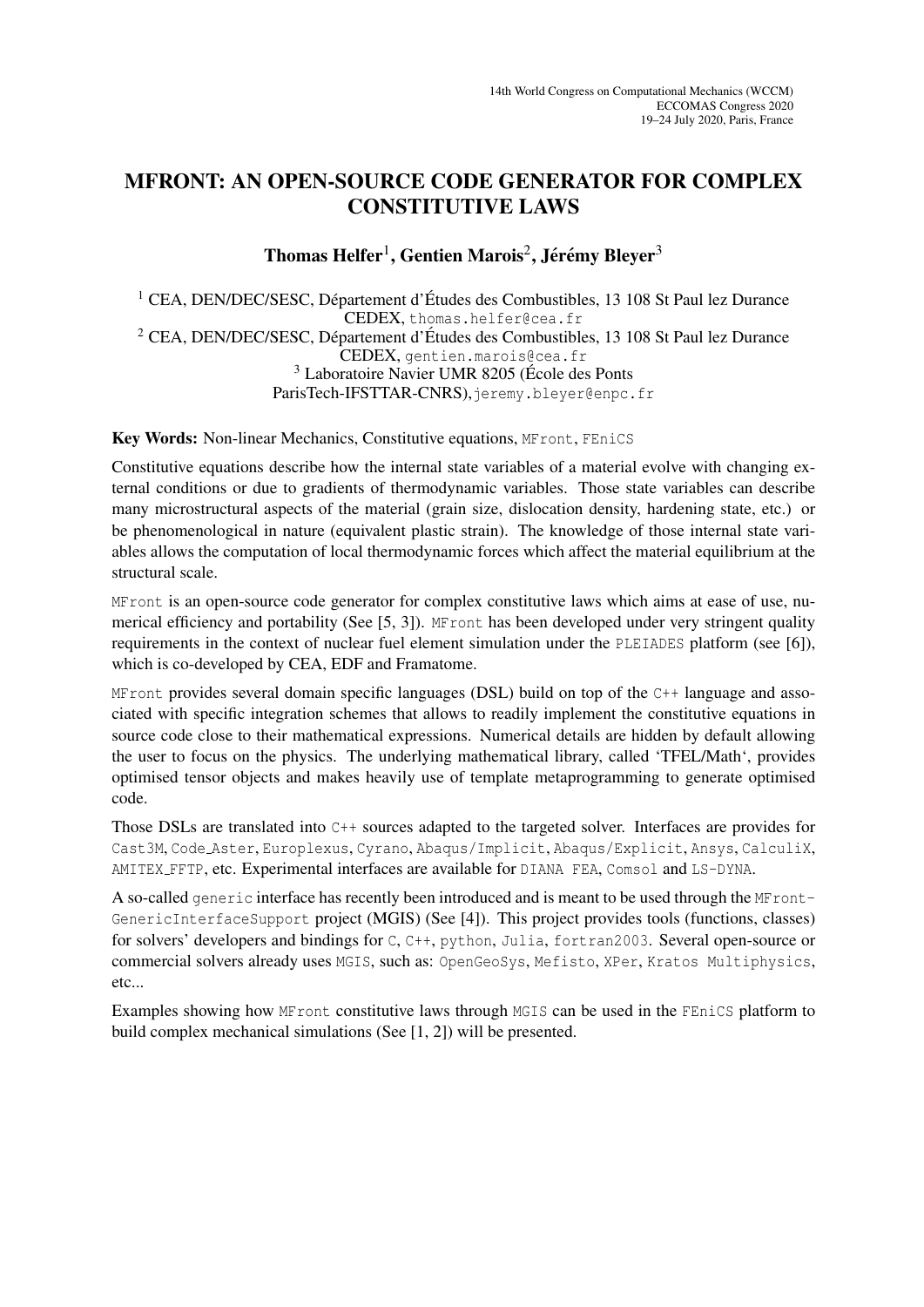# MFRONT: AN OPEN-SOURCE CODE GENERATOR FOR COMPLEX CONSTITUTIVE LAWS

**Thomas Helfer[1], Gentien Marois[2], Jérémy Bleyer[3]**

[1] CEA, DEN/DEC/SESC, Département d'Études des Combustibles, 13 108 St Paul lez Durance CEDEX, thomas.helfer@cea.fr
[2] CEA, DEN/DEC/SESC, Département d'Études des Combustibles, 13 108 St Paul lez Durance CEDEX, gentien.marois@cea.fr
[3] Laboratoire Navier UMR 8205 (École des Ponts ParisTech-IFSTTAR-CNRS), jeremy.bleyer@enpc.fr

**Key Words:** Non-linear Mechanics, Constitutive equations, `MFront`, `FEniCS`

Constitutive equations describe how the internal state variables of a material evolve with changing external conditions or due to gradients of thermodynamic variables. Those state variables can describe many microstructural aspects of the material (grain size, dislocation density, hardening state, etc.) or be phenomenological in nature (equivalent plastic strain). The knowledge of those internal state variables allows the computation of local thermodynamic forces which affect the material equilibrium at the structural scale.

`MFront` is an open-source code generator for complex constitutive laws which aims at ease of use, numerical efficiency and portability (See [5, 3]). `MFront` has been developed under very stringent quality requirements in the context of nuclear fuel element simulation under the `PLEIADES` platform (see [6]), which is co-developed by CEA, EDF and Framatome.

`MFront` provides several domain specific languages (DSL) build on top of the `C++` language and associated with specific integration schemes that allows to readily implement the constitutive equations in source code close to their mathematical expressions. Numerical details are hidden by default allowing the user to focus on the physics. The underlying mathematical library, called 'TFEL/Math', provides optimised tensor objects and makes heavily use of template metaprogramming to generate optimised code.

Those DSLs are translated into `C++` sources adapted to the targeted solver. Interfaces are provides for `Cast3M`, `Code_Aster`, `Europlexus`, `Cyrano`, `Abaqus/Implicit`, `Abaqus/Explicit`, `Ansys`, `CalculiX`, `AMITEX_FFTP`, etc. Experimental interfaces are available for `DIANA FEA`, `Comsol` and `LS-DYNA`.

A so-called `generic` interface has recently been introduced and is meant to be used through the `MFront-GenericInterfaceSupport` project (MGIS) (See [4]). This project provides tools (functions, classes) for solvers' developers and bindings for `C`, `C++`, `python`, `Julia`, `fortran2003`. Several open-source or commercial solvers already uses `MGIS`, such as: `OpenGeoSys`, `Mefisto`, `XPer`, `Kratos Multiphysics`, etc...

Examples showing how `MFront` constitutive laws through `MGIS` can be used in the `FEniCS` platform to build complex mechanical simulations (See [1, 2]) will be presented.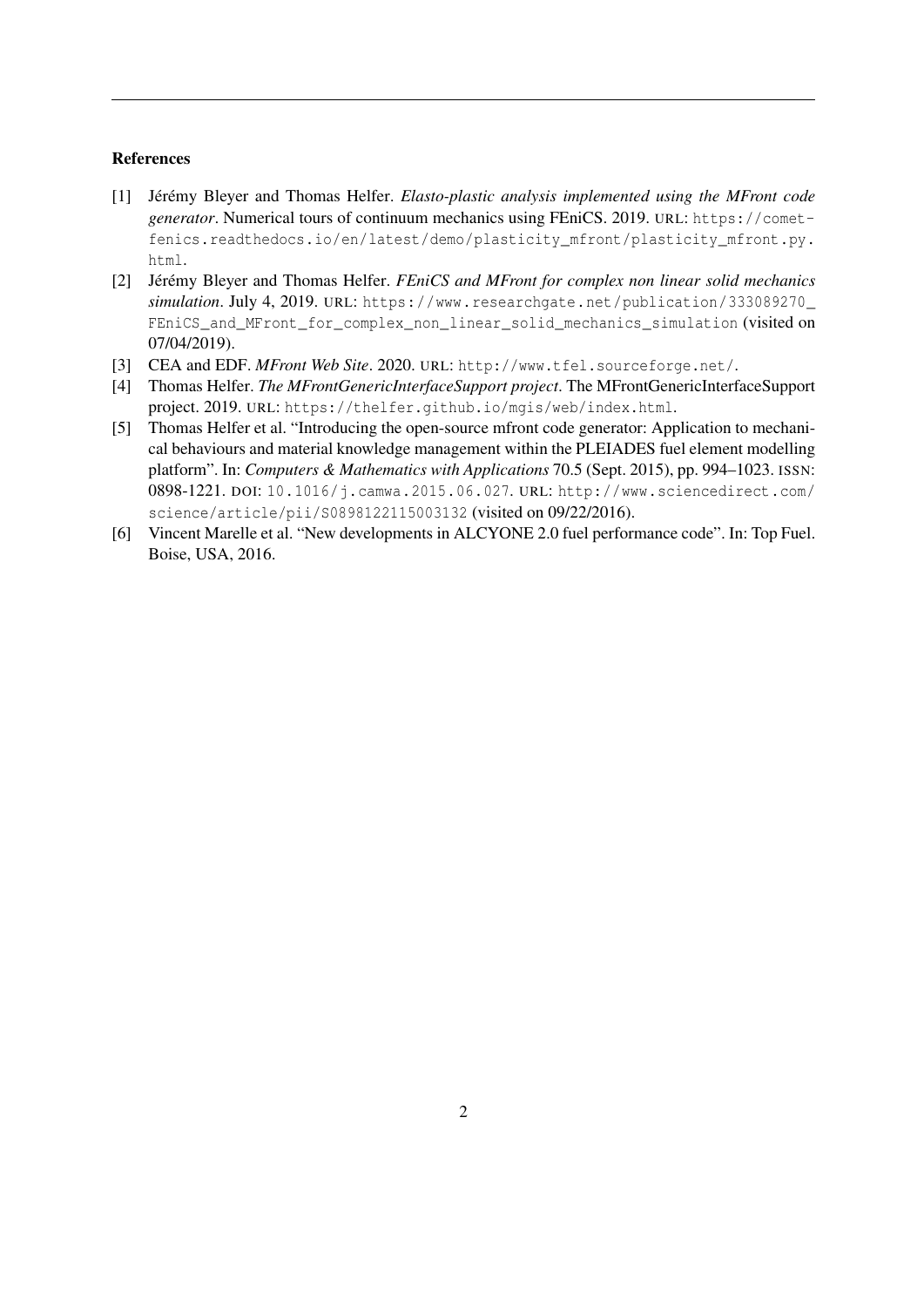## References

[1] Jérémy Bleyer and Thomas Helfer. *Elasto-plastic analysis implemented using the MFront code generator*. Numerical tours of continuum mechanics using FEniCS. 2019. URL: https://comet-fenics.readthedocs.io/en/latest/demo/plasticity_mfront/plasticity_mfront.py.html.

[2] Jérémy Bleyer and Thomas Helfer. *FEniCS and MFront for complex non linear solid mechanics simulation*. July 4, 2019. URL: https://www.researchgate.net/publication/333089270_FEniCS_and_MFront_for_complex_non_linear_solid_mechanics_simulation (visited on 07/04/2019).

[3] CEA and EDF. *MFront Web Site*. 2020. URL: http://www.tfel.sourceforge.net/.

[4] Thomas Helfer. *The MFrontGenericInterfaceSupport project*. The MFrontGenericInterfaceSupport project. 2019. URL: https://thelfer.github.io/mgis/web/index.html.

[5] Thomas Helfer et al. "Introducing the open-source mfront code generator: Application to mechanical behaviours and material knowledge management within the PLEIADES fuel element modelling platform". In: *Computers & Mathematics with Applications* 70.5 (Sept. 2015), pp. 994–1023. ISSN: 0898-1221. DOI: 10.1016/j.camwa.2015.06.027. URL: http://www.sciencedirect.com/science/article/pii/S0898122115003132 (visited on 09/22/2016).

[6] Vincent Marelle et al. "New developments in ALCYONE 2.0 fuel performance code". In: Top Fuel. Boise, USA, 2016.